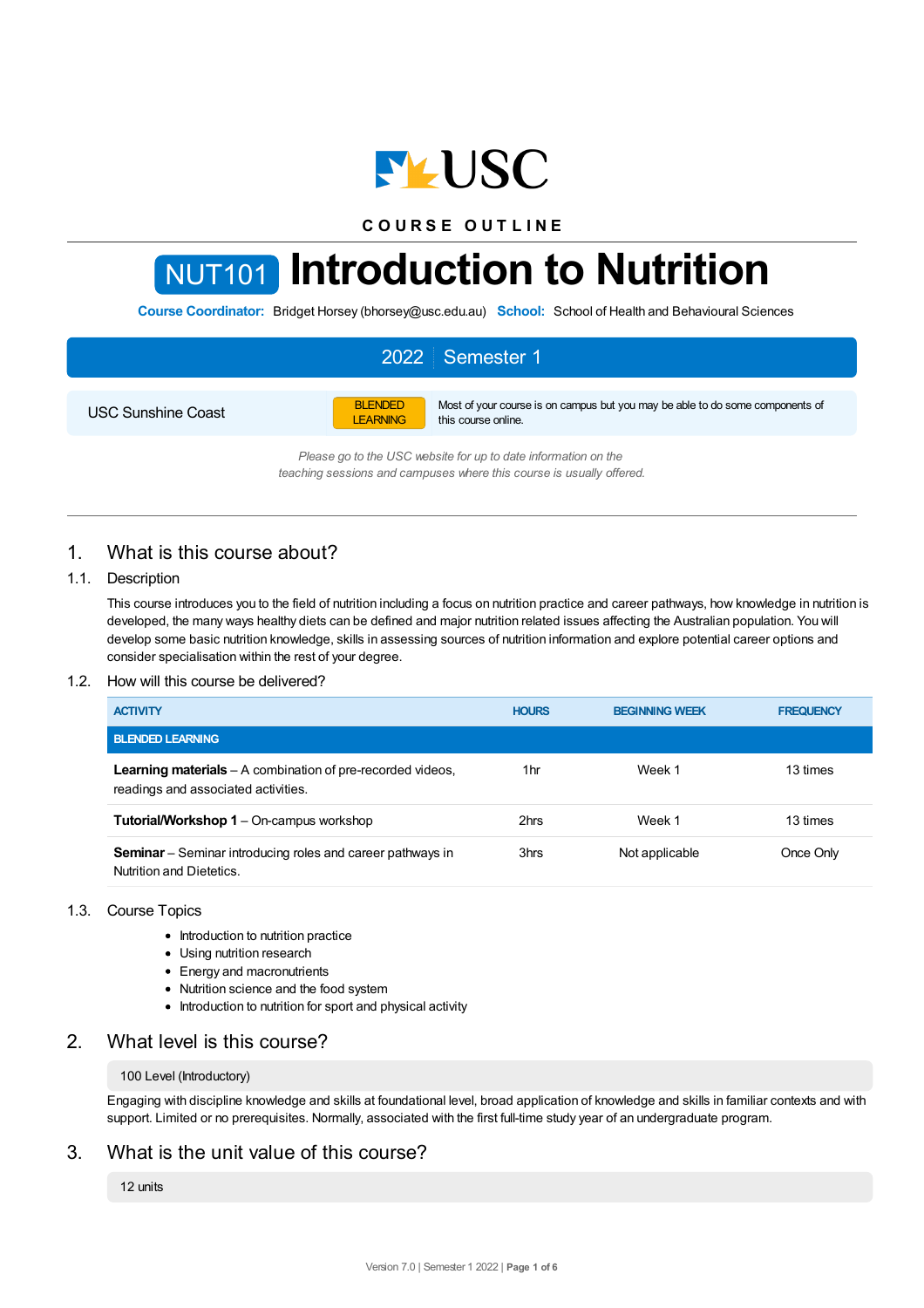COURSE OUTLINE

# NUT101 Introduction to Nutrition

**Course Coordinator:** Bridget Horsey (bhorsey@usc.edu.au) **School:** School of Health and Behavioural Sciences

**2022 | Semester 1**

USC Sunshine Coast | BLENDED LEARNING | Most of your course is on campus but you may be able to do some components of this course online.

*Please go to the USC website for up to date information on the teaching sessions and campuses where this course is usually offered.*

## 1. What is this course about?

### 1.1. Description

This course introduces you to the field of nutrition including a focus on nutrition practice and career pathways, how knowledge in nutrition is developed, the many ways healthy diets can be defined and major nutrition related issues affecting the Australian population. You will develop some basic nutrition knowledge, skills in assessing sources of nutrition information and explore potential career options and consider specialisation within the rest of your degree.

### 1.2. How will this course be delivered?

| ACTIVITY | HOURS | BEGINNING WEEK | FREQUENCY |
|---|---|---|---|
| **BLENDED LEARNING** | | | |
| **Learning materials** – A combination of pre-recorded videos, readings and associated activities. | 1hr | Week 1 | 13 times |
| **Tutorial/Workshop 1** – On-campus workshop | 2hrs | Week 1 | 13 times |
| **Seminar** – Seminar introducing roles and career pathways in Nutrition and Dietetics. | 3hrs | Not applicable | Once Only |

### 1.3. Course Topics

- Introduction to nutrition practice
- Using nutrition research
- Energy and macronutrients
- Nutrition science and the food system
- Introduction to nutrition for sport and physical activity

## 2. What level is this course?

100 Level (Introductory)

Engaging with discipline knowledge and skills at foundational level, broad application of knowledge and skills in familiar contexts and with support. Limited or no prerequisites. Normally, associated with the first full-time study year of an undergraduate program.

## 3. What is the unit value of this course?

12 units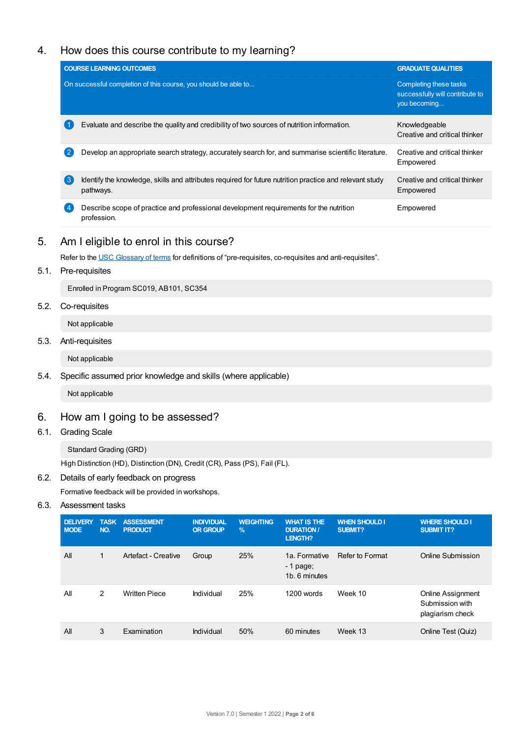## 4. How does this course contribute to my learning?

| COURSE LEARNING OUTCOMES<br>On successful completion of this course, you should be able to... | GRADUATE QUALITIES<br>Completing these tasks successfully will contribute to you becoming... |
|---|---|
| 1 Evaluate and describe the quality and credibility of two sources of nutrition information. | Knowledgeable<br>Creative and critical thinker |
| 2 Develop an appropriate search strategy, accurately search for, and summarise scientific literature. | Creative and critical thinker<br>Empowered |
| 3 Identify the knowledge, skills and attributes required for future nutrition practice and relevant study pathways. | Creative and critical thinker<br>Empowered |
| 4 Describe scope of practice and professional development requirements for the nutrition profession. | Empowered |

## 5. Am I eligible to enrol in this course?

Refer to the USC Glossary of terms for definitions of "pre-requisites, co-requisites and anti-requisites".

### 5.1. Pre-requisites

Enrolled in Program SC019, AB101, SC354

### 5.2. Co-requisites

Not applicable

### 5.3. Anti-requisites

Not applicable

### 5.4. Specific assumed prior knowledge and skills (where applicable)

Not applicable

## 6. How am I going to be assessed?

### 6.1. Grading Scale

Standard Grading (GRD)

High Distinction (HD), Distinction (DN), Credit (CR), Pass (PS), Fail (FL).

### 6.2. Details of early feedback on progress

Formative feedback will be provided in workshops.

### 6.3. Assessment tasks

| DELIVERY MODE | TASK NO. | ASSESSMENT PRODUCT | INDIVIDUAL OR GROUP | WEIGHTING % | WHAT IS THE DURATION / LENGTH? | WHEN SHOULD I SUBMIT? | WHERE SHOULD I SUBMIT IT? |
|---|---|---|---|---|---|---|---|
| All | 1 | Artefact - Creative | Group | 25% | 1a. Formative - 1 page;<br>1b. 6 minutes | Refer to Format | Online Submission |
| All | 2 | Written Piece | Individual | 25% | 1200 words | Week 10 | Online Assignment Submission with plagiarism check |
| All | 3 | Examination | Individual | 50% | 60 minutes | Week 13 | Online Test (Quiz) |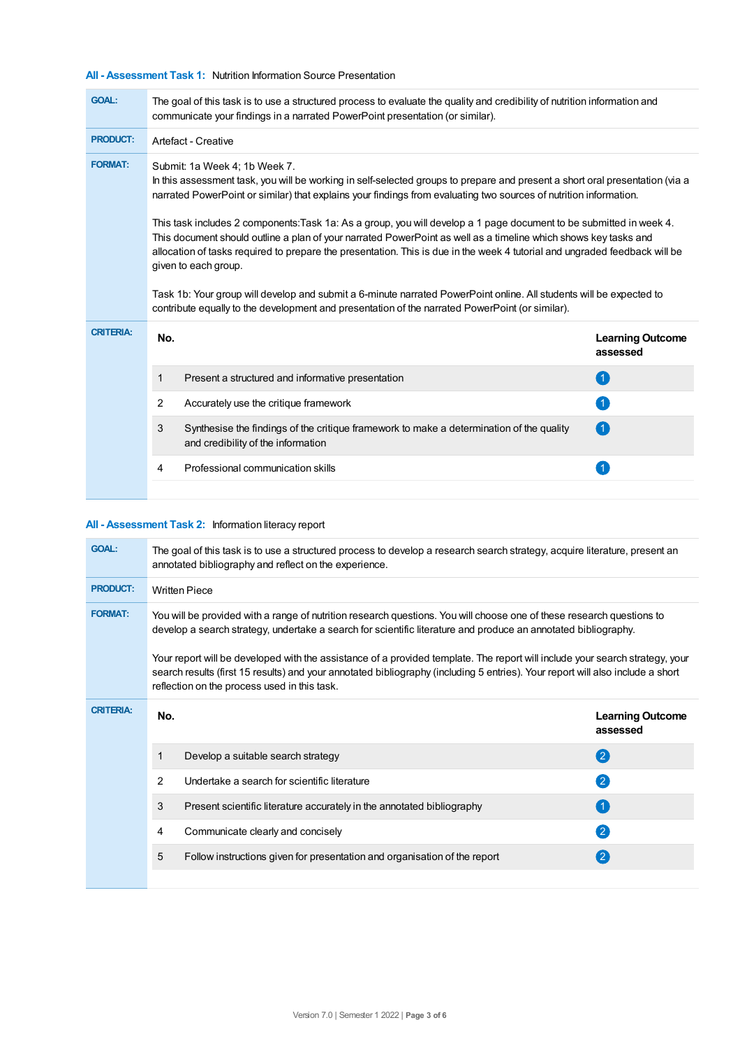### All - Assessment Task 1: Nutrition Information Source Presentation

**GOAL:** The goal of this task is to use a structured process to evaluate the quality and credibility of nutrition information and communicate your findings in a narrated PowerPoint presentation (or similar).

**PRODUCT:** Artefact - Creative

**FORMAT:** Submit: 1a Week 4; 1b Week 7.
In this assessment task, you will be working in self-selected groups to prepare and present a short oral presentation (via a narrated PowerPoint or similar) that explains your findings from evaluating two sources of nutrition information.

This task includes 2 components:Task 1a: As a group, you will develop a 1 page document to be submitted in week 4. This document should outline a plan of your narrated PowerPoint as well as a timeline which shows key tasks and allocation of tasks required to prepare the presentation. This is due in the week 4 tutorial and ungraded feedback will be given to each group.

Task 1b: Your group will develop and submit a 6-minute narrated PowerPoint online. All students will be expected to contribute equally to the development and presentation of the narrated PowerPoint (or similar).

**CRITERIA:**

| No. | | Learning Outcome assessed |
|---|---|---|
| 1 | Present a structured and informative presentation | 1 |
| 2 | Accurately use the critique framework | 1 |
| 3 | Synthesise the findings of the critique framework to make a determination of the quality and credibility of the information | 1 |
| 4 | Professional communication skills | 1 |

### All - Assessment Task 2: Information literacy report

**GOAL:** The goal of this task is to use a structured process to develop a research search strategy, acquire literature, present an annotated bibliography and reflect on the experience.

**PRODUCT:** Written Piece

**FORMAT:** You will be provided with a range of nutrition research questions. You will choose one of these research questions to develop a search strategy, undertake a search for scientific literature and produce an annotated bibliography.

Your report will be developed with the assistance of a provided template. The report will include your search strategy, your search results (first 15 results) and your annotated bibliography (including 5 entries). Your report will also include a short reflection on the process used in this task.

**CRITERIA:**

| No. | | Learning Outcome assessed |
|---|---|---|
| 1 | Develop a suitable search strategy | 2 |
| 2 | Undertake a search for scientific literature | 2 |
| 3 | Present scientific literature accurately in the annotated bibliography | 1 |
| 4 | Communicate clearly and concisely | 2 |
| 5 | Follow instructions given for presentation and organisation of the report | 2 |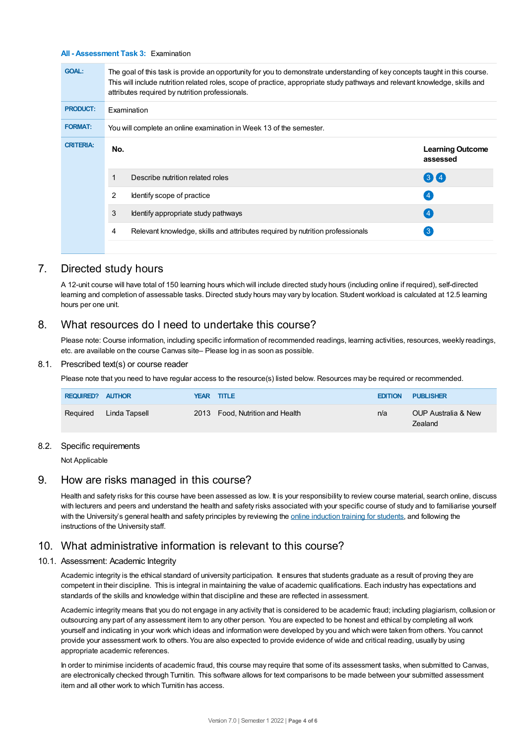**All - Assessment Task 3:** Examination

| | |
|---|---|
| **GOAL:** | The goal of this task is provide an opportunity for you to demonstrate understanding of key concepts taught in this course. This will include nutrition related roles, scope of practice, appropriate study pathways and relevant knowledge, skills and attributes required by nutrition professionals. |
| **PRODUCT:** | Examination |
| **FORMAT:** | You will complete an online examination in Week 13 of the semester. |
| **CRITERIA:** | |

| No. | | Learning Outcome assessed |
|---|---|---|
| 1 | Describe nutrition related roles | 3 4 |
| 2 | Identify scope of practice | 4 |
| 3 | Identify appropriate study pathways | 4 |
| 4 | Relevant knowledge, skills and attributes required by nutrition professionals | 3 |

## 7. Directed study hours

A 12-unit course will have total of 150 learning hours which will include directed study hours (including online if required), self-directed learning and completion of assessable tasks. Directed study hours may vary by location. Student workload is calculated at 12.5 learning hours per one unit.

## 8. What resources do I need to undertake this course?

Please note: Course information, including specific information of recommended readings, learning activities, resources, weekly readings, etc. are available on the course Canvas site– Please log in as soon as possible.

### 8.1. Prescribed text(s) or course reader

Please note that you need to have regular access to the resource(s) listed below. Resources may be required or recommended.

| REQUIRED? | AUTHOR | YEAR | TITLE | EDITION | PUBLISHER |
|---|---|---|---|---|---|
| Required | Linda Tapsell | 2013 | Food, Nutrition and Health | n/a | OUP Australia & New Zealand |

### 8.2. Specific requirements

Not Applicable

## 9. How are risks managed in this course?

Health and safety risks for this course have been assessed as low. It is your responsibility to review course material, search online, discuss with lecturers and peers and understand the health and safety risks associated with your specific course of study and to familiarise yourself with the University's general health and safety principles by reviewing the online induction training for students, and following the instructions of the University staff.

## 10. What administrative information is relevant to this course?

### 10.1. Assessment: Academic Integrity

Academic integrity is the ethical standard of university participation. It ensures that students graduate as a result of proving they are competent in their discipline. This is integral in maintaining the value of academic qualifications. Each industry has expectations and standards of the skills and knowledge within that discipline and these are reflected in assessment.

Academic integrity means that you do not engage in any activity that is considered to be academic fraud; including plagiarism, collusion or outsourcing any part of any assessment item to any other person. You are expected to be honest and ethical by completing all work yourself and indicating in your work which ideas and information were developed by you and which were taken from others. You cannot provide your assessment work to others. You are also expected to provide evidence of wide and critical reading, usually by using appropriate academic references.

In order to minimise incidents of academic fraud, this course may require that some of its assessment tasks, when submitted to Canvas, are electronically checked through Turnitin. This software allows for text comparisons to be made between your submitted assessment item and all other work to which Turnitin has access.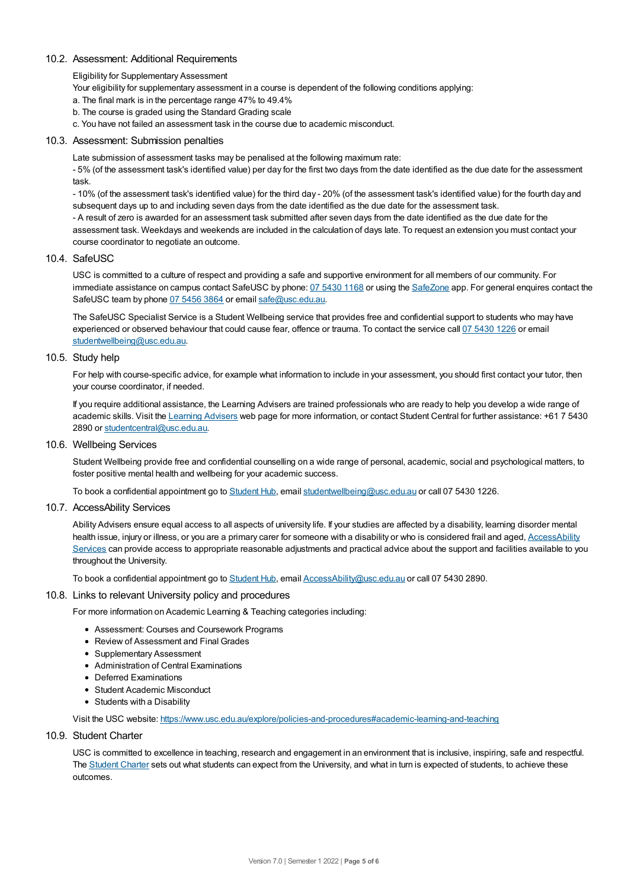### 10.2. Assessment: Additional Requirements

Eligibility for Supplementary Assessment

Your eligibility for supplementary assessment in a course is dependent of the following conditions applying:

a. The final mark is in the percentage range 47% to 49.4%

b. The course is graded using the Standard Grading scale

c. You have not failed an assessment task in the course due to academic misconduct.

### 10.3. Assessment: Submission penalties

Late submission of assessment tasks may be penalised at the following maximum rate:

- 5% (of the assessment task's identified value) per day for the first two days from the date identified as the due date for the assessment task.

- 10% (of the assessment task's identified value) for the third day - 20% (of the assessment task's identified value) for the fourth day and subsequent days up to and including seven days from the date identified as the due date for the assessment task.

- A result of zero is awarded for an assessment task submitted after seven days from the date identified as the due date for the assessment task. Weekdays and weekends are included in the calculation of days late. To request an extension you must contact your course coordinator to negotiate an outcome.

### 10.4. SafeUSC

USC is committed to a culture of respect and providing a safe and supportive environment for all members of our community. For immediate assistance on campus contact SafeUSC by phone: 07 5430 1168 or using the SafeZone app. For general enquires contact the SafeUSC team by phone 07 5456 3864 or email safe@usc.edu.au.

The SafeUSC Specialist Service is a Student Wellbeing service that provides free and confidential support to students who may have experienced or observed behaviour that could cause fear, offence or trauma. To contact the service call 07 5430 1226 or email studentwellbeing@usc.edu.au.

### 10.5. Study help

For help with course-specific advice, for example what information to include in your assessment, you should first contact your tutor, then your course coordinator, if needed.

If you require additional assistance, the Learning Advisers are trained professionals who are ready to help you develop a wide range of academic skills. Visit the Learning Advisers web page for more information, or contact Student Central for further assistance: +61 7 5430 2890 or studentcentral@usc.edu.au.

### 10.6. Wellbeing Services

Student Wellbeing provide free and confidential counselling on a wide range of personal, academic, social and psychological matters, to foster positive mental health and wellbeing for your academic success.

To book a confidential appointment go to Student Hub, email studentwellbeing@usc.edu.au or call 07 5430 1226.

### 10.7. AccessAbility Services

Ability Advisers ensure equal access to all aspects of university life. If your studies are affected by a disability, learning disorder mental health issue, injury or illness, or you are a primary carer for someone with a disability or who is considered frail and aged, AccessAbility Services can provide access to appropriate reasonable adjustments and practical advice about the support and facilities available to you throughout the University.

To book a confidential appointment go to Student Hub, email AccessAbility@usc.edu.au or call 07 5430 2890.

### 10.8. Links to relevant University policy and procedures

For more information on Academic Learning & Teaching categories including:

- Assessment: Courses and Coursework Programs
- Review of Assessment and Final Grades
- Supplementary Assessment
- Administration of Central Examinations
- Deferred Examinations
- Student Academic Misconduct
- Students with a Disability

Visit the USC website: https://www.usc.edu.au/explore/policies-and-procedures#academic-learning-and-teaching

### 10.9. Student Charter

USC is committed to excellence in teaching, research and engagement in an environment that is inclusive, inspiring, safe and respectful. The Student Charter sets out what students can expect from the University, and what in turn is expected of students, to achieve these outcomes.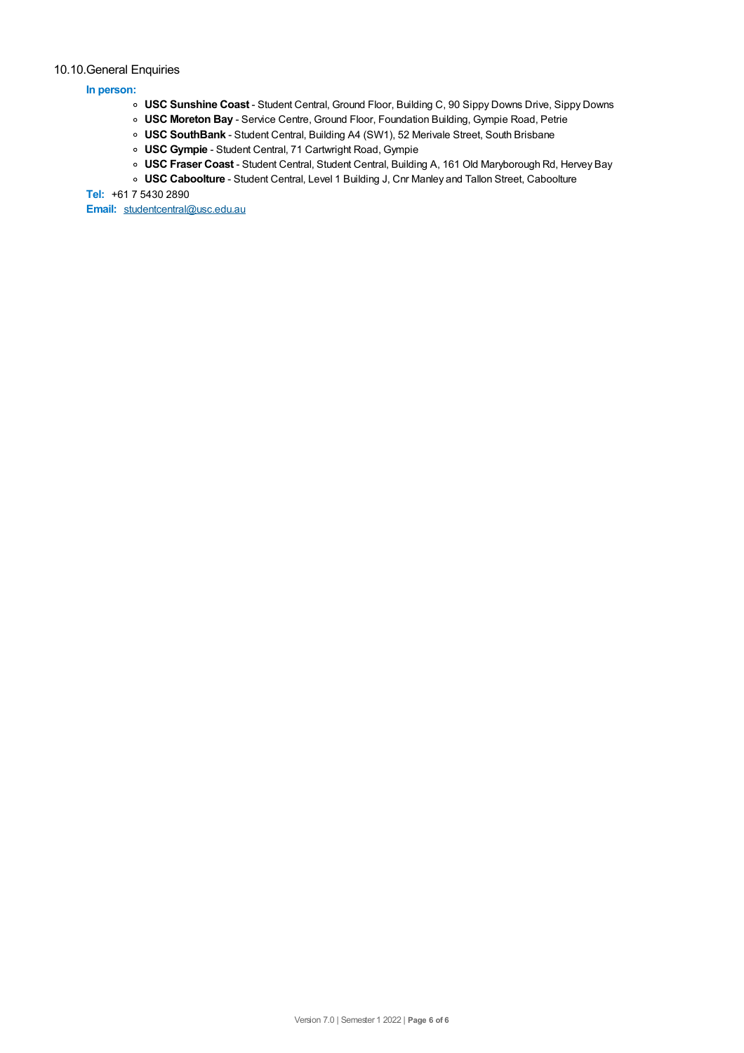## 10.10. General Enquiries

**In person:**

- **USC Sunshine Coast** - Student Central, Ground Floor, Building C, 90 Sippy Downs Drive, Sippy Downs
- **USC Moreton Bay** - Service Centre, Ground Floor, Foundation Building, Gympie Road, Petrie
- **USC SouthBank** - Student Central, Building A4 (SW1), 52 Merivale Street, South Brisbane
- **USC Gympie** - Student Central, 71 Cartwright Road, Gympie
- **USC Fraser Coast** - Student Central, Student Central, Building A, 161 Old Maryborough Rd, Hervey Bay
- **USC Caboolture** - Student Central, Level 1 Building J, Cnr Manley and Tallon Street, Caboolture

**Tel:** +61 7 5430 2890

**Email:** studentcentral@usc.edu.au